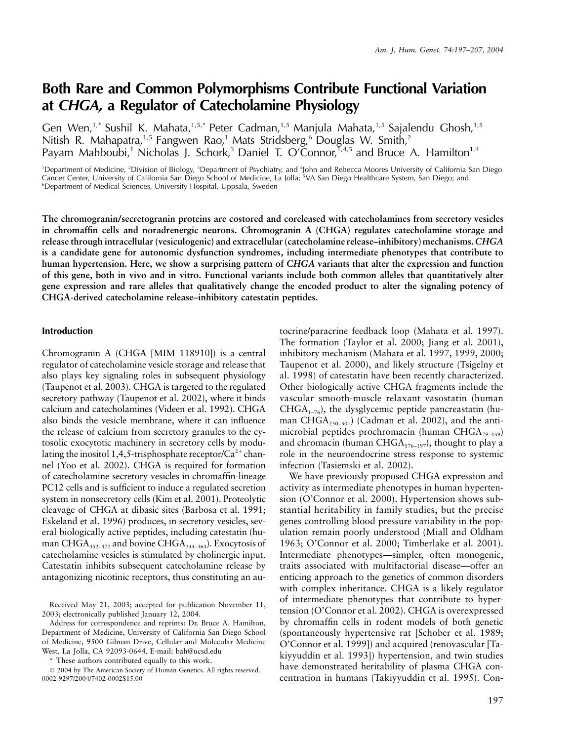# Both Rare and Common Polymorphisms Contribute Functional Variation at *CHGA,* a Regulator of Catecholamine Physiology

Gen Wen,[1,*] Sushil K. Mahata,[1,5,*] Peter Cadman,[1,5] Manjula Mahata,[1,5] Sajalendu Ghosh,[1,5] Nitish R. Mahapatra,[1,5] Fangwen Rao,[1] Mats Stridsberg,[6] Douglas W. Smith,[2] Payam Mahboubi,[1] Nicholas J. Schork,[3] Daniel T. O'Connor,[1,4,5] and Bruce A. Hamilton[1,4]

[1]Department of Medicine, [2]Division of Biology, [3]Department of Psychiatry, and [4]John and Rebecca Moores University of California San Diego Cancer Center, University of California San Diego School of Medicine, La Jolla; [5]VA San Diego Healthcare System, San Diego; and [6]Department of Medical Sciences, University Hospital, Uppsala, Sweden

**The chromogranin/secretogranin proteins are costored and coreleased with catecholamines from secretory vesicles in chromaffin cells and noradrenergic neurons. Chromogranin A (CHGA) regulates catecholamine storage and release through intracellular (vesiculogenic) and extracellular (catecholamine release–inhibitory) mechanisms. *CHGA* is a candidate gene for autonomic dysfunction syndromes, including intermediate phenotypes that contribute to human hypertension. Here, we show a surprising pattern of *CHGA* variants that alter the expression and function of this gene, both in vivo and in vitro. Functional variants include both common alleles that quantitatively alter gene expression and rare alleles that qualitatively change the encoded product to alter the signaling potency of CHGA-derived catecholamine release–inhibitory catestatin peptides.**

## Introduction

Chromogranin A (CHGA [MIM 118910]) is a central regulator of catecholamine vesicle storage and release that also plays key signaling roles in subsequent physiology (Taupenot et al. 2003). CHGA is targeted to the regulated secretory pathway (Taupenot et al. 2002), where it binds calcium and catecholamines (Videen et al. 1992). CHGA also binds the vesicle membrane, where it can influence the release of calcium from secretory granules to the cytosolic exocytotic machinery in secretory cells by modulating the inositol 1,4,5-trisphosphate receptor/$Ca^{2+}$ channel (Yoo et al. 2002). CHGA is required for formation of catecholamine secretory vesicles in chromaffin-lineage PC12 cells and is sufficient to induce a regulated secretion system in nonsecretory cells (Kim et al. 2001). Proteolytic cleavage of CHGA at dibasic sites (Barbosa et al. 1991; Eskeland et al. 1996) produces, in secretory vesicles, several biologically active peptides, including catestatin (human $CHGA_{352–372}$ and bovine $CHGA_{344–364}$). Exocytosis of catecholamine vesicles is stimulated by cholinergic input. Catestatin inhibits subsequent catecholamine release by antagonizing nicotinic receptors, thus constituting an autocrine/paracrine feedback loop (Mahata et al. 1997). The formation (Taylor et al. 2000; Jiang et al. 2001), inhibitory mechanism (Mahata et al. 1997, 1999, 2000; Taupenot et al. 2000), and likely structure (Tsigelny et al. 1998) of catestatin have been recently characterized. Other biologically active CHGA fragments include the vascular smooth-muscle relaxant vasostatin (human $CHGA_{1–76}$), the dysglycemic peptide pancreastatin (human $CHGA_{250–301}$) (Cadman et al. 2002), and the antimicrobial peptides prochromacin (human $CHGA_{79–439}$) and chromacin (human $CHGA_{176–197}$), thought to play a role in the neuroendocrine stress response to systemic infection (Tasiemski et al. 2002).

We have previously proposed CHGA expression and activity as intermediate phenotypes in human hypertension (O'Connor et al. 2000). Hypertension shows substantial heritability in family studies, but the precise genes controlling blood pressure variability in the population remain poorly understood (Miall and Oldham 1963; O'Connor et al. 2000; Timberlake et al. 2001). Intermediate phenotypes—simpler, often monogenic, traits associated with multifactorial disease—offer an enticing approach to the genetics of common disorders with complex inheritance. CHGA is a likely regulator of intermediate phenotypes that contribute to hypertension (O'Connor et al. 2002). CHGA is overexpressed by chromaffin cells in rodent models of both genetic (spontaneously hypertensive rat [Schober et al. 1989; O'Connor et al. 1999]) and acquired (renovascular [Takiyyuddin et al. 1993]) hypertension, and twin studies have demonstrated heritability of plasma CHGA concentration in humans (Takiyyuddin et al. 1995). Con-

Received May 21, 2003; accepted for publication November 11, 2003; electronically published January 12, 2004.

Address for correspondence and reprints: Dr. Bruce A. Hamilton, Department of Medicine, University of California San Diego School of Medicine, 9500 Gilman Drive, Cellular and Molecular Medicine West, La Jolla, CA 92093-0644. E-mail: bah@ucsd.edu

\* These authors contributed equally to this work.

© 2004 by The American Society of Human Genetics. All rights reserved. 0002-9297/2004/7402-0002$15.00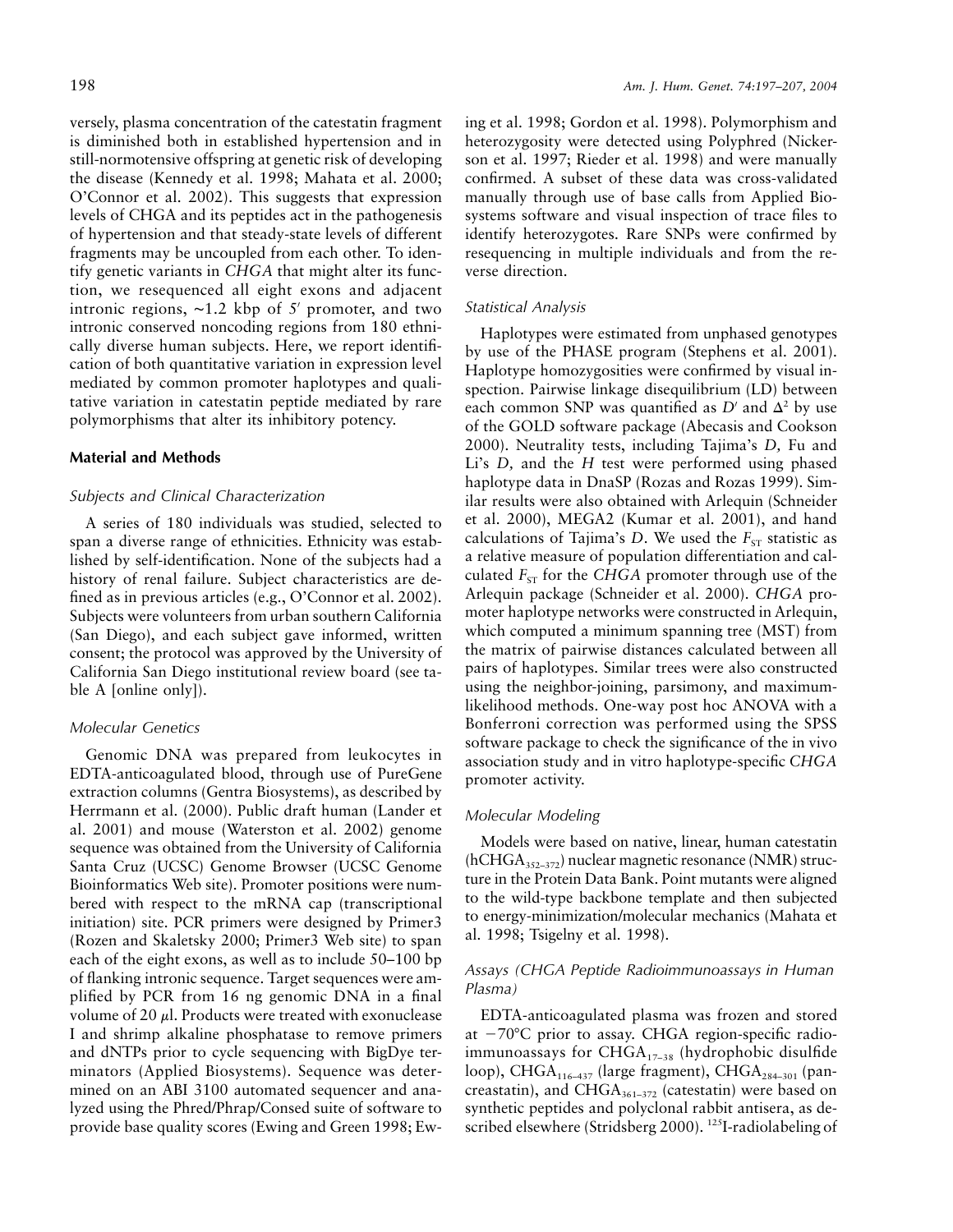versely, plasma concentration of the catestatin fragment is diminished both in established hypertension and in still-normotensive offspring at genetic risk of developing the disease (Kennedy et al. 1998; Mahata et al. 2000; O'Connor et al. 2002). This suggests that expression levels of CHGA and its peptides act in the pathogenesis of hypertension and that steady-state levels of different fragments may be uncoupled from each other. To identify genetic variants in *CHGA* that might alter its function, we resequenced all eight exons and adjacent intronic regions, ~1.2 kbp of 5′ promoter, and two intronic conserved noncoding regions from 180 ethnically diverse human subjects. Here, we report identification of both quantitative variation in expression level mediated by common promoter haplotypes and qualitative variation in catestatin peptide mediated by rare polymorphisms that alter its inhibitory potency.

## Material and Methods

### *Subjects and Clinical Characterization*

A series of 180 individuals was studied, selected to span a diverse range of ethnicities. Ethnicity was established by self-identification. None of the subjects had a history of renal failure. Subject characteristics are defined as in previous articles (e.g., O'Connor et al. 2002). Subjects were volunteers from urban southern California (San Diego), and each subject gave informed, written consent; the protocol was approved by the University of California San Diego institutional review board (see table A [online only]).

### *Molecular Genetics*

Genomic DNA was prepared from leukocytes in EDTA-anticoagulated blood, through use of PureGene extraction columns (Gentra Biosystems), as described by Herrmann et al. (2000). Public draft human (Lander et al. 2001) and mouse (Waterston et al. 2002) genome sequence was obtained from the University of California Santa Cruz (UCSC) Genome Browser (UCSC Genome Bioinformatics Web site). Promoter positions were numbered with respect to the mRNA cap (transcriptional initiation) site. PCR primers were designed by Primer3 (Rozen and Skaletsky 2000; Primer3 Web site) to span each of the eight exons, as well as to include 50–100 bp of flanking intronic sequence. Target sequences were amplified by PCR from 16 ng genomic DNA in a final volume of 20 $\mu$l. Products were treated with exonuclease I and shrimp alkaline phosphatase to remove primers and dNTPs prior to cycle sequencing with BigDye terminators (Applied Biosystems). Sequence was determined on an ABI 3100 automated sequencer and analyzed using the Phred/Phrap/Consed suite of software to provide base quality scores (Ewing and Green 1998; Ewing et al. 1998; Gordon et al. 1998). Polymorphism and heterozygosity were detected using Polyphred (Nickerson et al. 1997; Rieder et al. 1998) and were manually confirmed. A subset of these data was cross-validated manually through use of base calls from Applied Biosystems software and visual inspection of trace files to identify heterozygotes. Rare SNPs were confirmed by resequencing in multiple individuals and from the reverse direction.

### *Statistical Analysis*

Haplotypes were estimated from unphased genotypes by use of the PHASE program (Stephens et al. 2001). Haplotype homozygosities were confirmed by visual inspection. Pairwise linkage disequilibrium (LD) between each common SNP was quantified as $D'$ and $\Delta^2$ by use of the GOLD software package (Abecasis and Cookson 2000). Neutrality tests, including Tajima's $D$, Fu and Li's $D$, and the $H$ test were performed using phased haplotype data in DnaSP (Rozas and Rozas 1999). Similar results were also obtained with Arlequin (Schneider et al. 2000), MEGA2 (Kumar et al. 2001), and hand calculations of Tajima's $D$. We used the $F_{ST}$ statistic as a relative measure of population differentiation and calculated $F_{ST}$ for the *CHGA* promoter through use of the Arlequin package (Schneider et al. 2000). *CHGA* promoter haplotype networks were constructed in Arlequin, which computed a minimum spanning tree (MST) from the matrix of pairwise distances calculated between all pairs of haplotypes. Similar trees were also constructed using the neighbor-joining, parsimony, and maximum-likelihood methods. One-way post hoc ANOVA with a Bonferroni correction was performed using the SPSS software package to check the significance of the in vivo association study and in vitro haplotype-specific *CHGA* promoter activity.

### *Molecular Modeling*

Models were based on native, linear, human catestatin ($hCHGA_{352-372}$) nuclear magnetic resonance (NMR) structure in the Protein Data Bank. Point mutants were aligned to the wild-type backbone template and then subjected to energy-minimization/molecular mechanics (Mahata et al. 1998; Tsigelny et al. 1998).

### *Assays (CHGA Peptide Radioimmunoassays in Human Plasma)*

EDTA-anticoagulated plasma was frozen and stored at −70°C prior to assay. CHGA region-specific radioimmunoassays for $CHGA_{17-38}$ (hydrophobic disulfide loop), $CHGA_{116-437}$ (large fragment), $CHGA_{284-301}$ (pancreastatin), and $CHGA_{361-372}$ (catestatin) were based on synthetic peptides and polyclonal rabbit antisera, as described elsewhere (Stridsberg 2000). $^{125}$I-radiolabeling of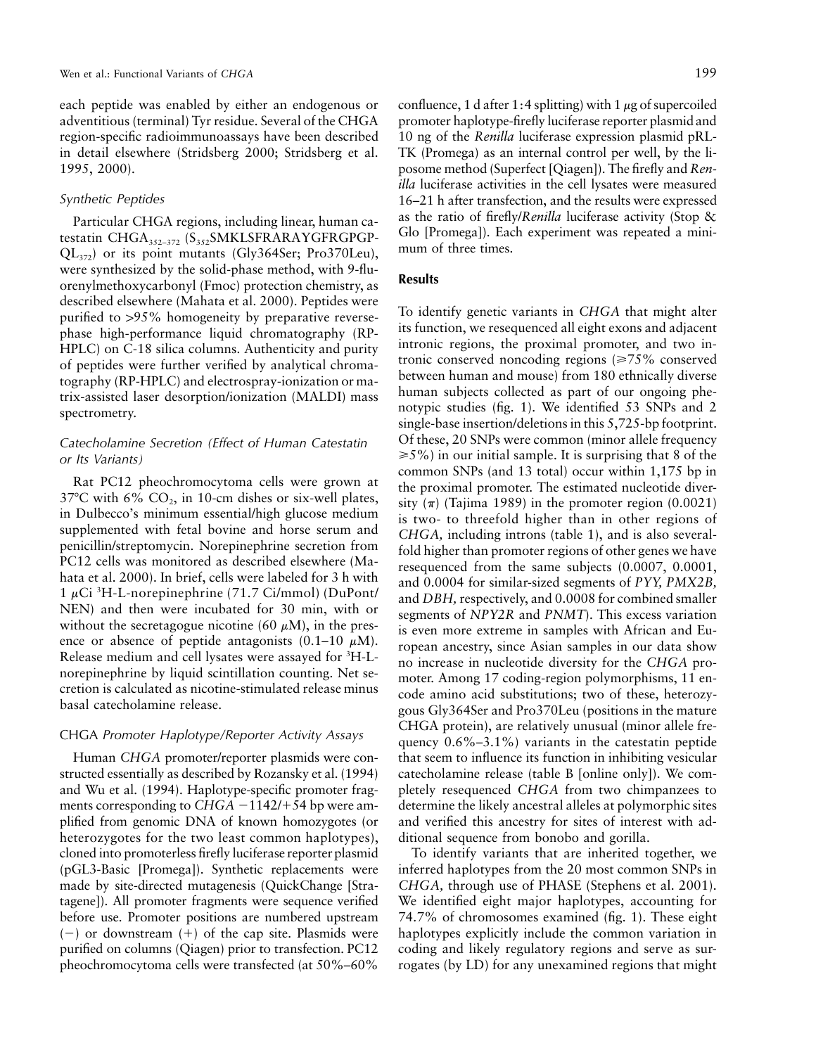each peptide was enabled by either an endogenous or adventitious (terminal) Tyr residue. Several of the CHGA region-specific radioimmunoassays have been described in detail elsewhere (Stridsberg 2000; Stridsberg et al. 1995, 2000).

### *Synthetic Peptides*

Particular CHGA regions, including linear, human catestatin $CHGA_{352-372}$ ($S_{352}$SMKLSFRARAYGFRGPGP-$QL_{372}$) or its point mutants (Gly364Ser; Pro370Leu), were synthesized by the solid-phase method, with 9-fluorenylmethoxycarbonyl (Fmoc) protection chemistry, as described elsewhere (Mahata et al. 2000). Peptides were purified to >95% homogeneity by preparative reverse-phase high-performance liquid chromatography (RP-HPLC) on C-18 silica columns. Authenticity and purity of peptides were further verified by analytical chromatography (RP-HPLC) and electrospray-ionization or matrix-assisted laser desorption/ionization (MALDI) mass spectrometry.

### *Catecholamine Secretion (Effect of Human Catestatin or Its Variants)*

Rat PC12 pheochromocytoma cells were grown at 37°C with 6% $CO_2$, in 10-cm dishes or six-well plates, in Dulbecco's minimum essential/high glucose medium supplemented with fetal bovine and horse serum and penicillin/streptomycin. Norepinephrine secretion from PC12 cells was monitored as described elsewhere (Mahata et al. 2000). In brief, cells were labeled for 3 h with 1 $\mu$Ci $^3$H-L-norepinephrine (71.7 Ci/mmol) (DuPont/NEN) and then were incubated for 30 min, with or without the secretagogue nicotine (60 $\mu$M), in the presence or absence of peptide antagonists (0.1–10 $\mu$M). Release medium and cell lysates were assayed for $^3$H-L-norepinephrine by liquid scintillation counting. Net secretion is calculated as nicotine-stimulated release minus basal catecholamine release.

### *CHGA Promoter Haplotype/Reporter Activity Assays*

Human *CHGA* promoter/reporter plasmids were constructed essentially as described by Rozansky et al. (1994) and Wu et al. (1994). Haplotype-specific promoter fragments corresponding to *CHGA* −1142/+54 bp were amplified from genomic DNA of known homozygotes (or heterozygotes for the two least common haplotypes), cloned into promoterless firefly luciferase reporter plasmid (pGL3-Basic [Promega]). Synthetic replacements were made by site-directed mutagenesis (QuickChange [Stratagene]). All promoter fragments were sequence verified before use. Promoter positions are numbered upstream (−) or downstream (+) of the cap site. Plasmids were purified on columns (Qiagen) prior to transfection. PC12 pheochromocytoma cells were transfected (at 50%–60% confluence, 1 d after 1:4 splitting) with 1 $\mu$g of supercoiled promoter haplotype-firefly luciferase reporter plasmid and 10 ng of the *Renilla* luciferase expression plasmid pRL-TK (Promega) as an internal control per well, by the liposome method (Superfect [Qiagen]). The firefly and *Renilla* luciferase activities in the cell lysates were measured 16–21 h after transfection, and the results were expressed as the ratio of firefly/*Renilla* luciferase activity (Stop & Glo [Promega]). Each experiment was repeated a minimum of three times.

## Results

To identify genetic variants in *CHGA* that might alter its function, we resequenced all eight exons and adjacent intronic regions, the proximal promoter, and two intronic conserved noncoding regions (⩾75% conserved between human and mouse) from 180 ethnically diverse human subjects collected as part of our ongoing phenotypic studies (fig. 1). We identified 53 SNPs and 2 single-base insertion/deletions in this 5,725-bp footprint. Of these, 20 SNPs were common (minor allele frequency ⩾5%) in our initial sample. It is surprising that 8 of the common SNPs (and 13 total) occur within 1,175 bp in the proximal promoter. The estimated nucleotide diversity ($\pi$) (Tajima 1989) in the promoter region (0.0021) is two- to threefold higher than in other regions of *CHGA,* including introns (table 1), and is also severalfold higher than promoter regions of other genes we have resequenced from the same subjects (0.0007, 0.0001, and 0.0004 for similar-sized segments of *PYY, PMX2B,* and *DBH,* respectively, and 0.0008 for combined smaller segments of *NPY2R* and *PNMT*). This excess variation is even more extreme in samples with African and European ancestry, since Asian samples in our data show no increase in nucleotide diversity for the *CHGA* promoter. Among 17 coding-region polymorphisms, 11 encode amino acid substitutions; two of these, heterozygous Gly364Ser and Pro370Leu (positions in the mature CHGA protein), are relatively unusual (minor allele frequency 0.6%–3.1%) variants in the catestatin peptide that seem to influence its function in inhibiting vesicular catecholamine release (table B [online only]). We completely resequenced *CHGA* from two chimpanzees to determine the likely ancestral alleles at polymorphic sites and verified this ancestry for sites of interest with additional sequence from bonobo and gorilla.

To identify variants that are inherited together, we inferred haplotypes from the 20 most common SNPs in *CHGA,* through use of PHASE (Stephens et al. 2001). We identified eight major haplotypes, accounting for 74.7% of chromosomes examined (fig. 1). These eight haplotypes explicitly include the common variation in coding and likely regulatory regions and serve as surrogates (by LD) for any unexamined regions that might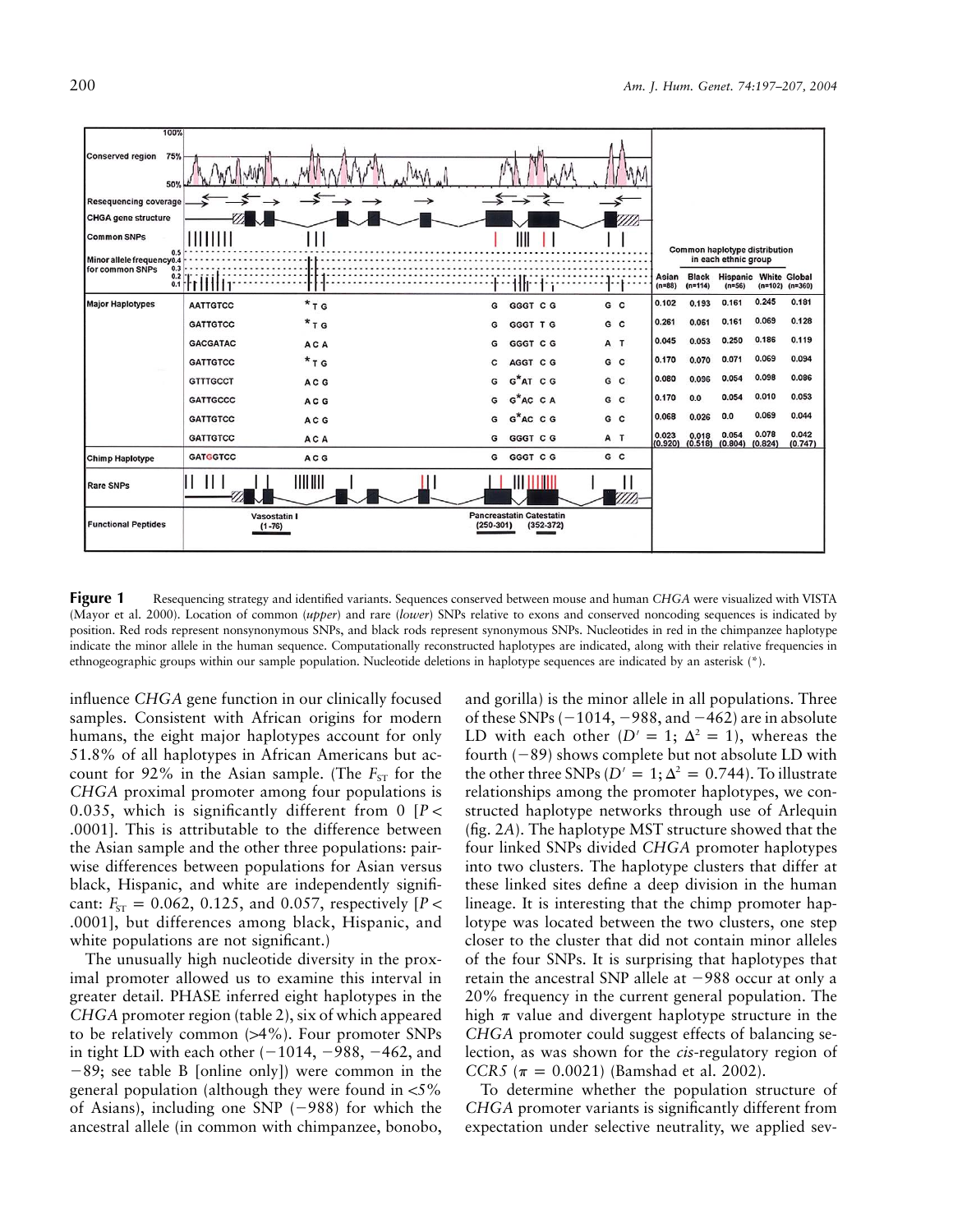**Figure 1** Resequencing strategy and identified variants. Sequences conserved between mouse and human *CHGA* were visualized with VISTA (Mayor et al. 2000). Location of common (*upper*) and rare (*lower*) SNPs relative to exons and conserved noncoding sequences is indicated by position. Red rods represent nonsynonymous SNPs, and black rods represent synonymous SNPs. Nucleotides in red in the chimpanzee haplotype indicate the minor allele in the human sequence. Computationally reconstructed haplotypes are indicated, along with their relative frequencies in ethnogeographic groups within our sample population. Nucleotide deletions in haplotype sequences are indicated by an asterisk (*).

influence *CHGA* gene function in our clinically focused samples. Consistent with African origins for modern humans, the eight major haplotypes account for only 51.8% of all haplotypes in African Americans but account for 92% in the Asian sample. (The $F_{ST}$ for the *CHGA* proximal promoter among four populations is 0.035, which is significantly different from 0 [$P<.0001$]. This is attributable to the difference between the Asian sample and the other three populations: pairwise differences between populations for Asian versus black, Hispanic, and white are independently significant: $F_{ST}$ = 0.062, 0.125, and 0.057, respectively [$P<.0001$], but differences among black, Hispanic, and white populations are not significant.)

The unusually high nucleotide diversity in the proximal promoter allowed us to examine this interval in greater detail. PHASE inferred eight haplotypes in the *CHGA* promoter region (table 2), six of which appeared to be relatively common (>4%). Four promoter SNPs in tight LD with each other (−1014, −988, −462, and −89; see table B [online only]) were common in the general population (although they were found in <5% of Asians), including one SNP (−988) for which the ancestral allele (in common with chimpanzee, bonobo, and gorilla) is the minor allele in all populations. Three of these SNPs (−1014, −988, and −462) are in absolute LD with each other ($D'=1$; $\Delta^2=1$), whereas the fourth (−89) shows complete but not absolute LD with the other three SNPs ($D'=1$; $\Delta^2=0.744$). To illustrate relationships among the promoter haplotypes, we constructed haplotype networks through use of Arlequin (fig. 2*A*). The haplotype MST structure showed that the four linked SNPs divided *CHGA* promoter haplotypes into two clusters. The haplotype clusters that differ at these linked sites define a deep division in the human lineage. It is interesting that the chimp promoter haplotype was located between the two clusters, one step closer to the cluster that did not contain minor alleles of the four SNPs. It is surprising that haplotypes that retain the ancestral SNP allele at −988 occur at only a 20% frequency in the current general population. The high $\pi$ value and divergent haplotype structure in the *CHGA* promoter could suggest effects of balancing selection, as was shown for the *cis*-regulatory region of *CCR5* ($\pi$ = 0.0021) (Bamshad et al. 2002).

To determine whether the population structure of *CHGA* promoter variants is significantly different from expectation under selective neutrality, we applied sev-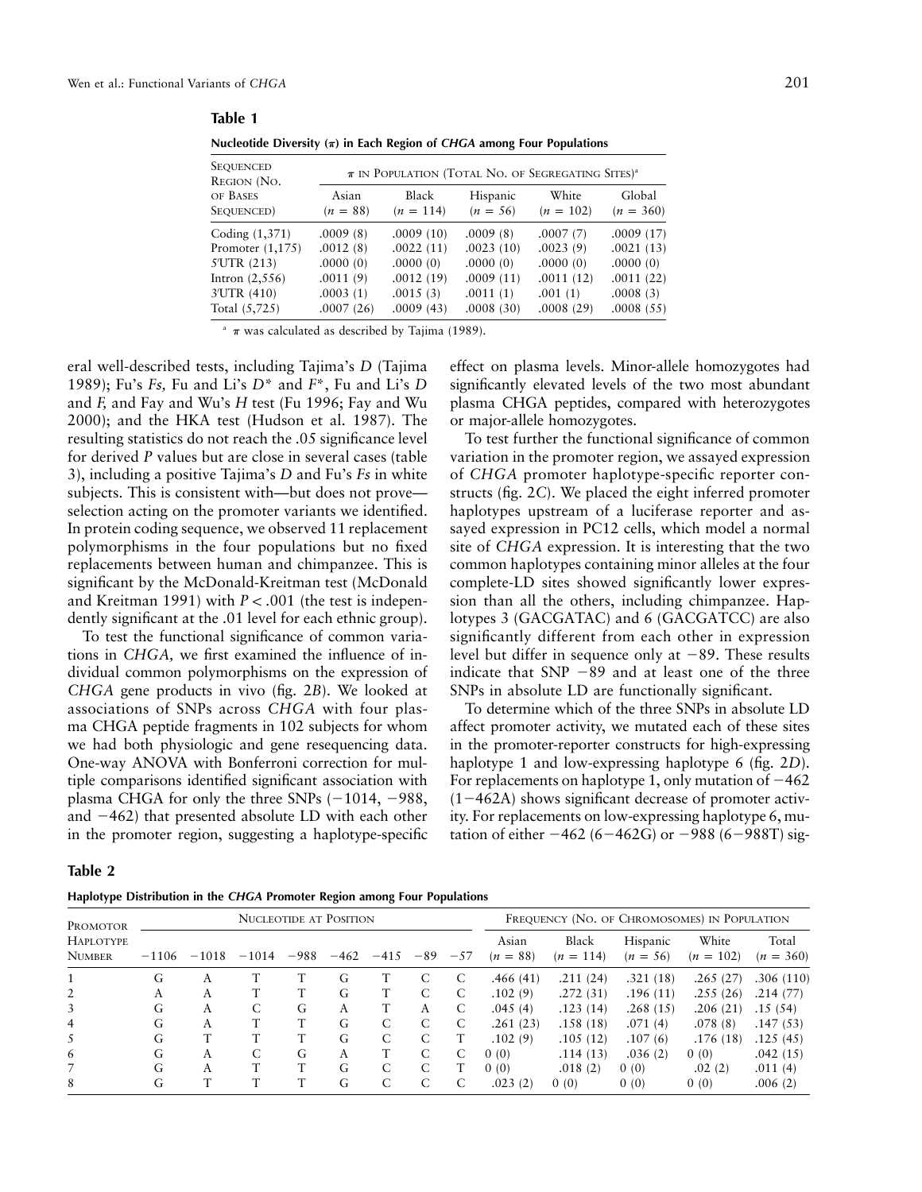**Table 1**

**Nucleotide Diversity ($\pi$) in Each Region of *CHGA* among Four Populations**

| Sequenced Region (No. of Bases Sequenced) | $\pi$ in Population (Total No. of Segregating Sites)[a] | | | | |
|---|---|---|---|---|---|
| | Asian ($n$ = 88) | Black ($n$ = 114) | Hispanic ($n$ = 56) | White ($n$ = 102) | Global ($n$ = 360) |
| Coding (1,371) | .0009 (8) | .0009 (10) | .0009 (8) | .0007 (7) | .0009 (17) |
| Promoter (1,175) | .0012 (8) | .0022 (11) | .0023 (10) | .0023 (9) | .0021 (13) |
| 5′UTR (213) | .0000 (0) | .0000 (0) | .0000 (0) | .0000 (0) | .0000 (0) |
| Intron (2,556) | .0011 (9) | .0012 (19) | .0009 (11) | .0011 (12) | .0011 (22) |
| 3′UTR (410) | .0003 (1) | .0015 (3) | .0011 (1) | .001 (1) | .0008 (3) |
| Total (5,725) | .0007 (26) | .0009 (43) | .0008 (30) | .0008 (29) | .0008 (55) |

[a] $\pi$ was calculated as described by Tajima (1989).

eral well-described tests, including Tajima's $D$ (Tajima 1989); Fu's $Fs$, Fu and Li's $D^*$ and $F^*$, Fu and Li's $D$ and $F$, and Fay and Wu's $H$ test (Fu 1996; Fay and Wu 2000); and the HKA test (Hudson et al. 1987). The resulting statistics do not reach the .05 significance level for derived $P$ values but are close in several cases (table 3), including a positive Tajima's $D$ and Fu's $Fs$ in white subjects. This is consistent with—but does not prove—selection acting on the promoter variants we identified. In protein coding sequence, we observed 11 replacement polymorphisms in the four populations but no fixed replacements between human and chimpanzee. This is significant by the McDonald-Kreitman test (McDonald and Kreitman 1991) with $P < .001$ (the test is independently significant at the .01 level for each ethnic group).

To test the functional significance of common variations in *CHGA,* we first examined the influence of individual common polymorphisms on the expression of *CHGA* gene products in vivo (fig. 2*B*). We looked at associations of SNPs across *CHGA* with four plasma CHGA peptide fragments in 102 subjects for whom we had both physiologic and gene resequencing data. One-way ANOVA with Bonferroni correction for multiple comparisons identified significant association with plasma CHGA for only the three SNPs (−1014, −988, and −462) that presented absolute LD with each other in the promoter region, suggesting a haplotype-specific effect on plasma levels. Minor-allele homozygotes had significantly elevated levels of the two most abundant plasma CHGA peptides, compared with heterozygotes or major-allele homozygotes.

To test further the functional significance of common variation in the promoter region, we assayed expression of *CHGA* promoter haplotype-specific reporter constructs (fig. 2*C*). We placed the eight inferred promoter haplotypes upstream of a luciferase reporter and assayed expression in PC12 cells, which model a normal site of *CHGA* expression. It is interesting that the two common haplotypes containing minor alleles at the four complete-LD sites showed significantly lower expression than all the others, including chimpanzee. Haplotypes 3 (GACGATAC) and 6 (GACGATCC) are also significantly different from each other in expression level but differ in sequence only at −89. These results indicate that SNP −89 and at least one of the three SNPs in absolute LD are functionally significant.

To determine which of the three SNPs in absolute LD affect promoter activity, we mutated each of these sites in the promoter-reporter constructs for high-expressing haplotype 1 and low-expressing haplotype 6 (fig. 2*D*). For replacements on haplotype 1, only mutation of −462 (1−462A) shows significant decrease of promoter activity. For replacements on low-expressing haplotype 6, mutation of either −462 (6−462G) or −988 (6−988T) sig-

**Table 2**

**Haplotype Distribution in the *CHGA* Promoter Region among Four Populations**

| Promotor Haplotype Number | Nucleotide at Position | | | | | | | | Frequency (No. of Chromosomes) in Population | | | | |
|---|---|---|---|---|---|---|---|---|---|---|---|---|---|
| | −1106 | −1018 | −1014 | −988 | −462 | −415 | −89 | −57 | Asian ($n$ = 88) | Black ($n$ = 114) | Hispanic ($n$ = 56) | White ($n$ = 102) | Total ($n$ = 360) |
| 1 | G | A | T | T | G | T | C | C | .466 (41) | .211 (24) | .321 (18) | .265 (27) | .306 (110) |
| 2 | A | A | T | T | G | T | C | C | .102 (9) | .272 (31) | .196 (11) | .255 (26) | .214 (77) |
| 3 | G | A | C | G | A | T | A | C | .045 (4) | .123 (14) | .268 (15) | .206 (21) | .15 (54) |
| 4 | G | A | T | T | G | C | C | C | .261 (23) | .158 (18) | .071 (4) | .078 (8) | .147 (53) |
| 5 | G | T | T | T | G | C | C | T | .102 (9) | .105 (12) | .107 (6) | .176 (18) | .125 (45) |
| 6 | G | A | C | G | A | T | C | C | 0 (0) | .114 (13) | .036 (2) | 0 (0) | .042 (15) |
| 7 | G | A | T | T | G | C | C | T | 0 (0) | .018 (2) | 0 (0) | .02 (2) | .011 (4) |
| 8 | G | T | T | T | G | C | C | C | .023 (2) | 0 (0) | 0 (0) | 0 (0) | .006 (2) |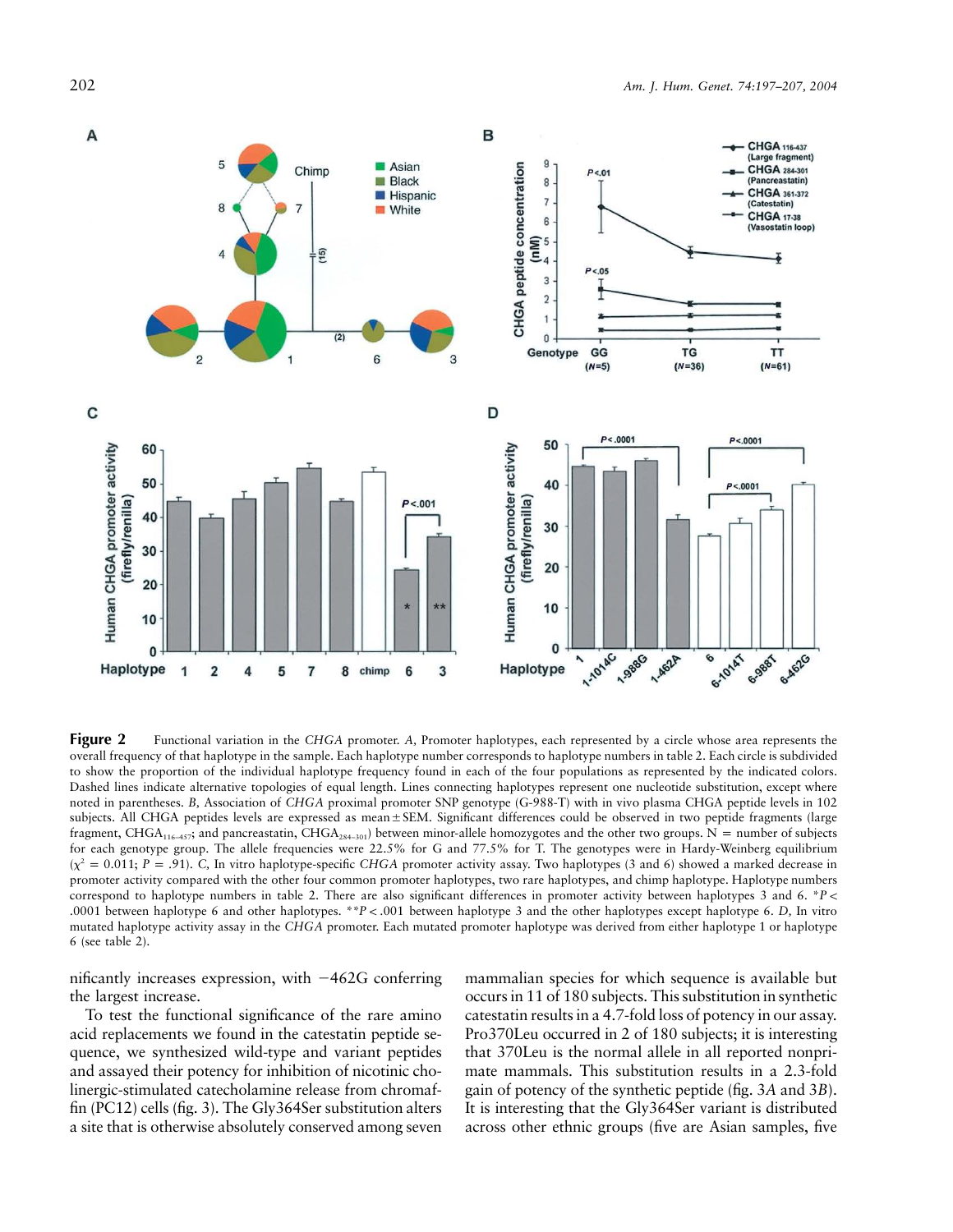**Figure 2** Functional variation in the *CHGA* promoter. *A*, Promoter haplotypes, each represented by a circle whose area represents the overall frequency of that haplotype in the sample. Each haplotype number corresponds to haplotype numbers in table 2. Each circle is subdivided to show the proportion of the individual haplotype frequency found in each of the four populations as represented by the indicated colors. Dashed lines indicate alternative topologies of equal length. Lines connecting haplotypes represent one nucleotide substitution, except where noted in parentheses. *B*, Association of *CHGA* proximal promoter SNP genotype (G-988-T) with in vivo plasma CHGA peptide levels in 102 subjects. All CHGA peptides levels are expressed as mean ± SEM. Significant differences could be observed in two peptide fragments (large fragment, $CHGA_{116-457}$; and pancreastatin, $CHGA_{284-301}$) between minor-allele homozygotes and the other two groups. N = number of subjects for each genotype group. The allele frequencies were 22.5% for G and 77.5% for T. The genotypes were in Hardy-Weinberg equilibrium ($\chi^2 = 0.011$; $P = .91$). *C*, In vitro haplotype-specific *CHGA* promoter activity assay. Two haplotypes (3 and 6) showed a marked decrease in promoter activity compared with the other four common promoter haplotypes, two rare haplotypes, and chimp haplotype. Haplotype numbers correspond to haplotype numbers in table 2. There are also significant differences in promoter activity between haplotypes 3 and 6. \*$P <$ .0001 between haplotype 6 and other haplotypes. \*\*$P < .001$ between haplotype 3 and the other haplotypes except haplotype 6. *D*, In vitro mutated haplotype activity assay in the *CHGA* promoter. Each mutated promoter haplotype was derived from either haplotype 1 or haplotype 6 (see table 2).

nificantly increases expression, with −462G conferring the largest increase.

To test the functional significance of the rare amino acid replacements we found in the catestatin peptide sequence, we synthesized wild-type and variant peptides and assayed their potency for inhibition of nicotinic cholinergic-stimulated catecholamine release from chromaffin (PC12) cells (fig. 3). The Gly364Ser substitution alters a site that is otherwise absolutely conserved among seven mammalian species for which sequence is available but occurs in 11 of 180 subjects. This substitution in synthetic catestatin results in a 4.7-fold loss of potency in our assay. Pro370Leu occurred in 2 of 180 subjects; it is interesting that 370Leu is the normal allele in all reported nonprimate mammals. This substitution results in a 2.3-fold gain of potency of the synthetic peptide (fig. 3*A* and 3*B*). It is interesting that the Gly364Ser variant is distributed across other ethnic groups (five are Asian samples, five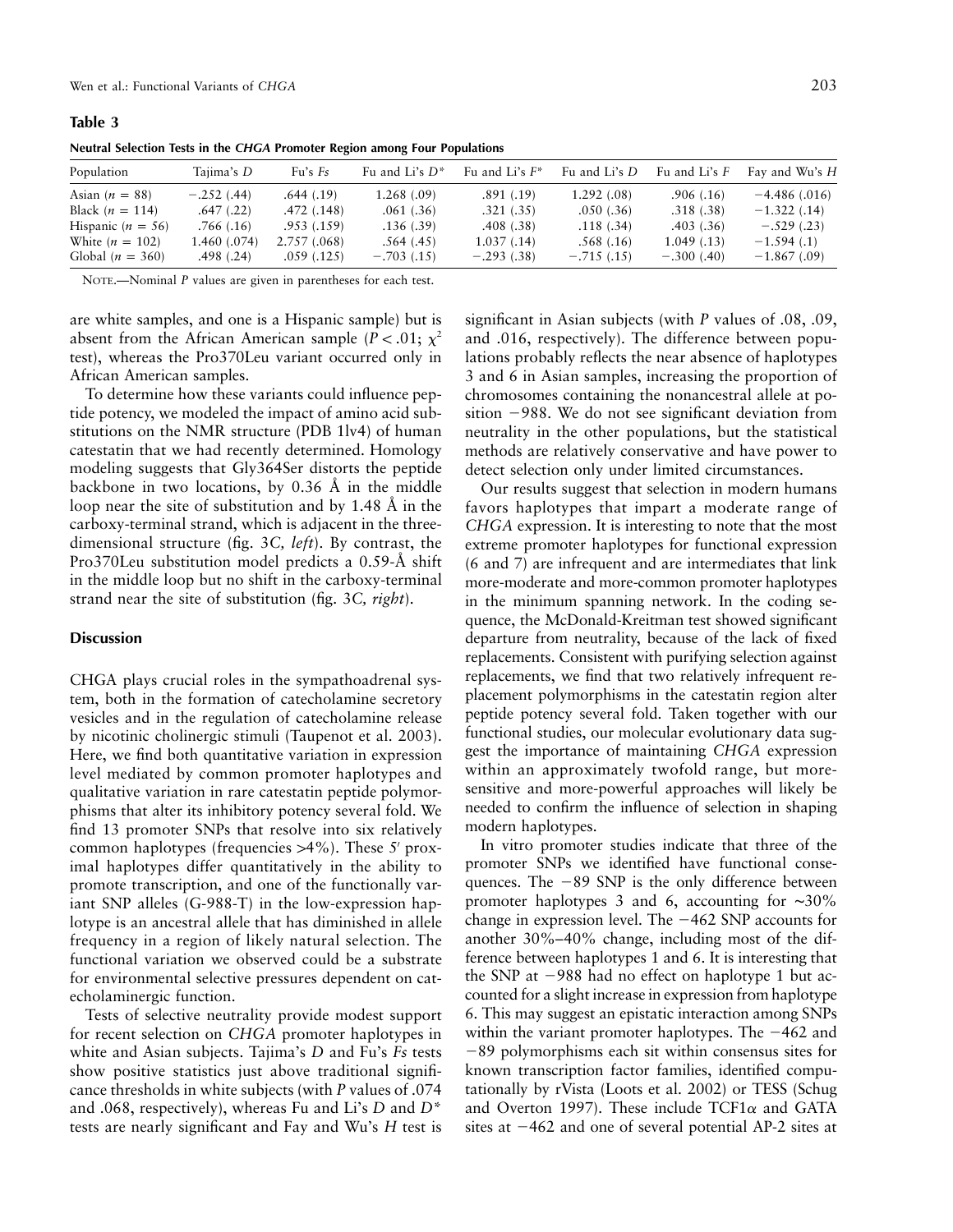**Table 3**

**Neutral Selection Tests in the *CHGA* Promoter Region among Four Populations**

| Population | Tajima's *D* | Fu's *Fs* | Fu and Li's *D** | Fu and Li's *F** | Fu and Li's *D* | Fu and Li's *F* | Fay and Wu's *H* |
|---|---|---|---|---|---|---|---|
| Asian ($n = 88$) | −.252 (.44) | .644 (.19) | 1.268 (.09) | .891 (.19) | 1.292 (.08) | .906 (.16) | −4.486 (.016) |
| Black ($n = 114$) | .647 (.22) | .472 (.148) | .061 (.36) | .321 (.35) | .050 (.36) | .318 (.38) | −1.322 (.14) |
| Hispanic ($n = 56$) | .766 (.16) | .953 (.159) | .136 (.39) | .408 (.38) | .118 (.34) | .403 (.36) | −.529 (.23) |
| White ($n = 102$) | 1.460 (.074) | 2.757 (.068) | .564 (.45) | 1.037 (.14) | .568 (.16) | 1.049 (.13) | −1.594 (.1) |
| Global ($n = 360$) | .498 (.24) | .059 (.125) | −.703 (.15) | −.293 (.38) | −.715 (.15) | −.300 (.40) | −1.867 (.09) |

NOTE.—Nominal *P* values are given in parentheses for each test.

are white samples, and one is a Hispanic sample) but is absent from the African American sample ($P < .01$; $\chi^2$ test), whereas the Pro370Leu variant occurred only in African American samples.

To determine how these variants could influence peptide potency, we modeled the impact of amino acid substitutions on the NMR structure (PDB 1lv4) of human catestatin that we had recently determined. Homology modeling suggests that Gly364Ser distorts the peptide backbone in two locations, by 0.36 Å in the middle loop near the site of substitution and by 1.48 Å in the carboxy-terminal strand, which is adjacent in the three-dimensional structure (fig. 3*C, left*). By contrast, the Pro370Leu substitution model predicts a 0.59-Å shift in the middle loop but no shift in the carboxy-terminal strand near the site of substitution (fig. 3*C, right*).

## Discussion

CHGA plays crucial roles in the sympathoadrenal system, both in the formation of catecholamine secretory vesicles and in the regulation of catecholamine release by nicotinic cholinergic stimuli (Taupenot et al. 2003). Here, we find both quantitative variation in expression level mediated by common promoter haplotypes and qualitative variation in rare catestatin peptide polymorphisms that alter its inhibitory potency several fold. We find 13 promoter SNPs that resolve into six relatively common haplotypes (frequencies >4%). These 5′ proximal haplotypes differ quantitatively in the ability to promote transcription, and one of the functionally variant SNP alleles (G-988-T) in the low-expression haplotype is an ancestral allele that has diminished in allele frequency in a region of likely natural selection. The functional variation we observed could be a substrate for environmental selective pressures dependent on catecholaminergic function.

Tests of selective neutrality provide modest support for recent selection on *CHGA* promoter haplotypes in white and Asian subjects. Tajima's *D* and Fu's *Fs* tests show positive statistics just above traditional significance thresholds in white subjects (with *P* values of .074 and .068, respectively), whereas Fu and Li's *D* and *D** tests are nearly significant and Fay and Wu's *H* test is significant in Asian subjects (with *P* values of .08, .09, and .016, respectively). The difference between populations probably reflects the near absence of haplotypes 3 and 6 in Asian samples, increasing the proportion of chromosomes containing the nonancestral allele at position −988. We do not see significant deviation from neutrality in the other populations, but the statistical methods are relatively conservative and have power to detect selection only under limited circumstances.

Our results suggest that selection in modern humans favors haplotypes that impart a moderate range of *CHGA* expression. It is interesting to note that the most extreme promoter haplotypes for functional expression (6 and 7) are infrequent and are intermediates that link more-moderate and more-common promoter haplotypes in the minimum spanning network. In the coding sequence, the McDonald-Kreitman test showed significant departure from neutrality, because of the lack of fixed replacements. Consistent with purifying selection against replacements, we find that two relatively infrequent replacement polymorphisms in the catestatin region alter peptide potency several fold. Taken together with our functional studies, our molecular evolutionary data suggest the importance of maintaining *CHGA* expression within an approximately twofold range, but more-sensitive and more-powerful approaches will likely be needed to confirm the influence of selection in shaping modern haplotypes.

In vitro promoter studies indicate that three of the promoter SNPs we identified have functional consequences. The −89 SNP is the only difference between promoter haplotypes 3 and 6, accounting for ~30% change in expression level. The −462 SNP accounts for another 30%–40% change, including most of the difference between haplotypes 1 and 6. It is interesting that the SNP at −988 had no effect on haplotype 1 but accounted for a slight increase in expression from haplotype 6. This may suggest an epistatic interaction among SNPs within the variant promoter haplotypes. The −462 and −89 polymorphisms each sit within consensus sites for known transcription factor families, identified computationally by rVista (Loots et al. 2002) or TESS (Schug and Overton 1997). These include TCF1$\alpha$ and GATA sites at −462 and one of several potential AP-2 sites at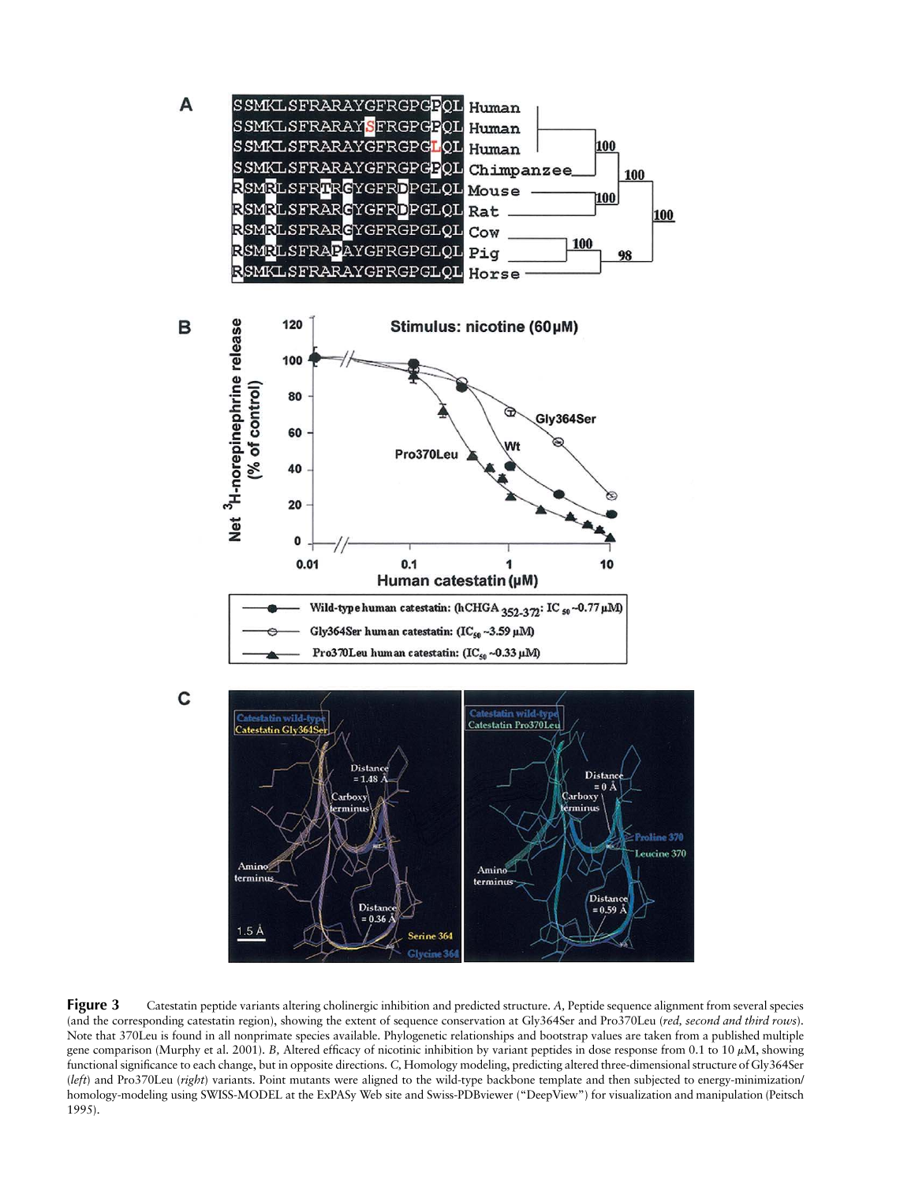**Figure 3** Catestatin peptide variants altering cholinergic inhibition and predicted structure. *A*, Peptide sequence alignment from several species (and the corresponding catestatin region), showing the extent of sequence conservation at Gly364Ser and Pro370Leu (*red, second and third rows*). Note that 370Leu is found in all nonprimate species available. Phylogenetic relationships and bootstrap values are taken from a published multiple gene comparison (Murphy et al. 2001). *B*, Altered efficacy of nicotinic inhibition by variant peptides in dose response from 0.1 to 10 $\mu$M, showing functional significance to each change, but in opposite directions. *C*, Homology modeling, predicting altered three-dimensional structure of Gly364Ser (*left*) and Pro370Leu (*right*) variants. Point mutants were aligned to the wild-type backbone template and then subjected to energy-minimization/homology-modeling using SWISS-MODEL at the ExPASy Web site and Swiss-PDBviewer ("DeepView") for visualization and manipulation (Peitsch 1995).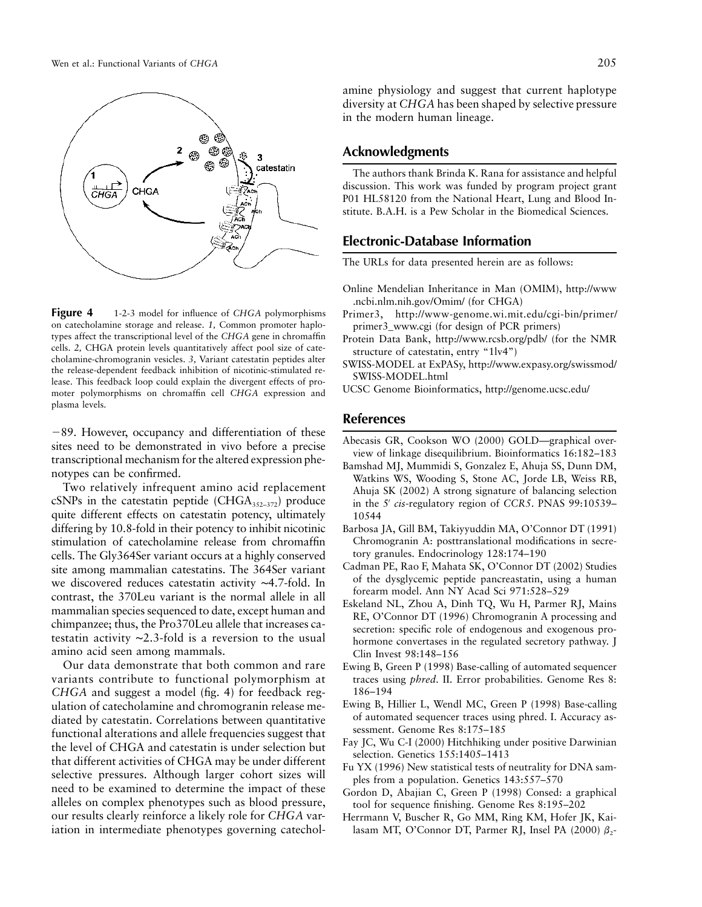**Figure 4** 1-2-3 model for influence of *CHGA* polymorphisms on catecholamine storage and release. *1,* Common promoter haplotypes affect the transcriptional level of the *CHGA* gene in chromaffin cells. *2,* CHGA protein levels quantitatively affect pool size of catecholamine-chromogranin vesicles. *3,* Variant catestatin peptides alter the release-dependent feedback inhibition of nicotinic-stimulated release. This feedback loop could explain the divergent effects of promoter polymorphisms on chromaffin cell *CHGA* expression and plasma levels.

−89. However, occupancy and differentiation of these sites need to be demonstrated in vivo before a precise transcriptional mechanism for the altered expression phenotypes can be confirmed.

Two relatively infrequent amino acid replacement cSNPs in the catestatin peptide ($CHGA_{352-372}$) produce quite different effects on catestatin potency, ultimately differing by 10.8-fold in their potency to inhibit nicotinic stimulation of catecholamine release from chromaffin cells. The Gly364Ser variant occurs at a highly conserved site among mammalian catestatins. The 364Ser variant we discovered reduces catestatin activity ∼4.7-fold. In contrast, the 370Leu variant is the normal allele in all mammalian species sequenced to date, except human and chimpanzee; thus, the Pro370Leu allele that increases catestatin activity ∼2.3-fold is a reversion to the usual amino acid seen among mammals.

Our data demonstrate that both common and rare variants contribute to functional polymorphism at *CHGA* and suggest a model (fig. 4) for feedback regulation of catecholamine and chromogranin release mediated by catestatin. Correlations between quantitative functional alterations and allele frequencies suggest that the level of CHGA and catestatin is under selection but that different activities of CHGA may be under different selective pressures. Although larger cohort sizes will need to be examined to determine the impact of these alleles on complex phenotypes such as blood pressure, our results clearly reinforce a likely role for *CHGA* variation in intermediate phenotypes governing catecholamine physiology and suggest that current haplotype diversity at *CHGA* has been shaped by selective pressure in the modern human lineage.

## Acknowledgments

The authors thank Brinda K. Rana for assistance and helpful discussion. This work was funded by program project grant P01 HL58120 from the National Heart, Lung and Blood Institute. B.A.H. is a Pew Scholar in the Biomedical Sciences.

## Electronic-Database Information

The URLs for data presented herein are as follows:

- Online Mendelian Inheritance in Man (OMIM), http://www.ncbi.nlm.nih.gov/Omim/ (for CHGA)
- Primer3, http://www-genome.wi.mit.edu/cgi-bin/primer/primer3_www.cgi (for design of PCR primers)
- Protein Data Bank, http://www.rcsb.org/pdb/ (for the NMR structure of catestatin, entry "1lv4")
- SWISS-MODEL at ExPASy, http://www.expasy.org/swissmod/SWISS-MODEL.html
- UCSC Genome Bioinformatics, http://genome.ucsc.edu/

## References

Abecasis GR, Cookson WO (2000) GOLD—graphical overview of linkage disequilibrium. Bioinformatics 16:182–183

Bamshad MJ, Mummidi S, Gonzalez E, Ahuja SS, Dunn DM, Watkins WS, Wooding S, Stone AC, Jorde LB, Weiss RB, Ahuja SK (2002) A strong signature of balancing selection in the 5′ *cis*-regulatory region of *CCR5*. PNAS 99:10539–10544

Barbosa JA, Gill BM, Takiyyuddin MA, O'Connor DT (1991) Chromogranin A: posttranslational modifications in secretory granules. Endocrinology 128:174–190

Cadman PE, Rao F, Mahata SK, O'Connor DT (2002) Studies of the dysglycemic peptide pancreastatin, using a human forearm model. Ann NY Acad Sci 971:528–529

Eskeland NL, Zhou A, Dinh TQ, Wu H, Parmer RJ, Mains RE, O'Connor DT (1996) Chromogranin A processing and secretion: specific role of endogenous and exogenous prohormone convertases in the regulated secretory pathway. J Clin Invest 98:148–156

Ewing B, Green P (1998) Base-calling of automated sequencer traces using *phred*. II. Error probabilities. Genome Res 8: 186–194

Ewing B, Hillier L, Wendl MC, Green P (1998) Base-calling of automated sequencer traces using phred. I. Accuracy assessment. Genome Res 8:175–185

Fay JC, Wu C-I (2000) Hitchhiking under positive Darwinian selection. Genetics 155:1405–1413

Fu YX (1996) New statistical tests of neutrality for DNA samples from a population. Genetics 143:557–570

Gordon D, Abajian C, Green P (1998) Consed: a graphical tool for sequence finishing. Genome Res 8:195–202

Herrmann V, Buscher R, Go MM, Ring KM, Hofer JK, Kailasam MT, O'Connor DT, Parmer RJ, Insel PA (2000) $\beta_2$-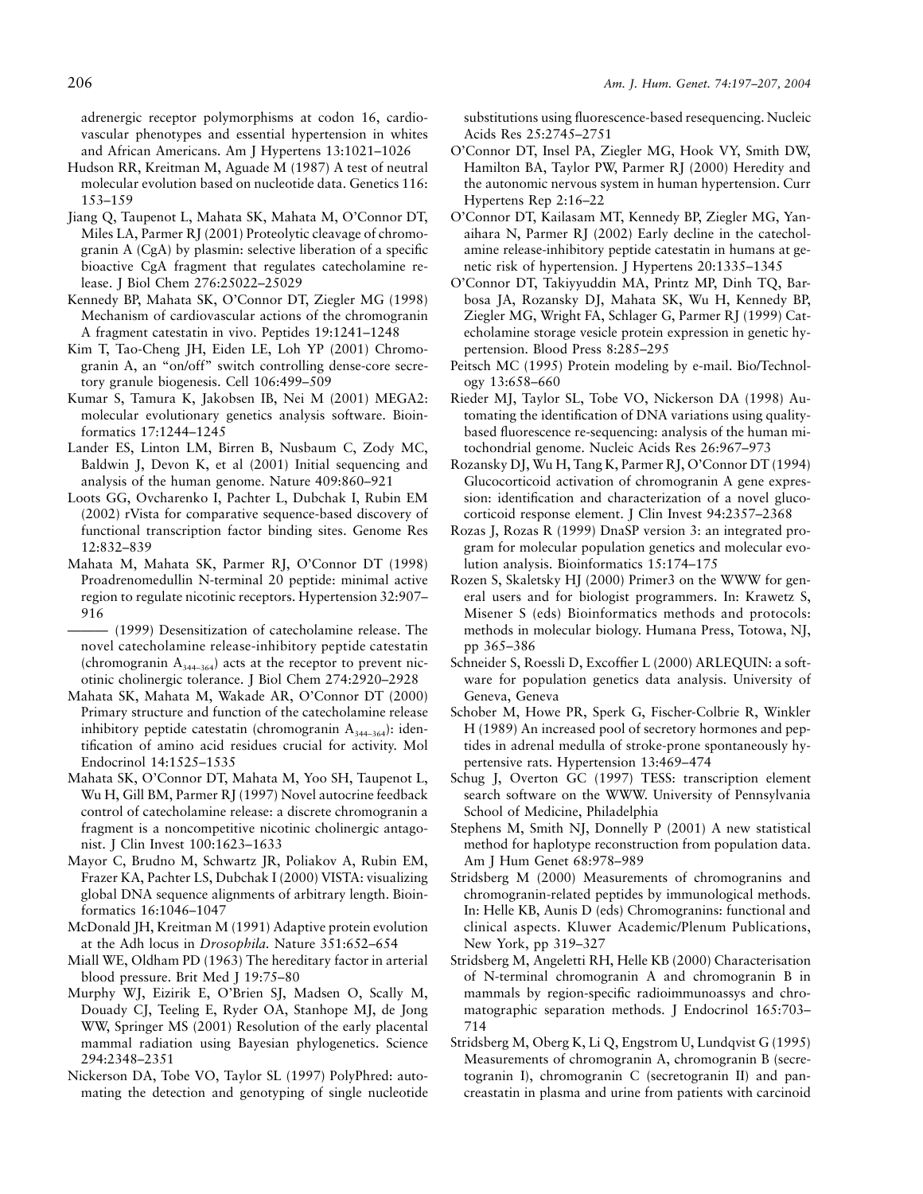adrenergic receptor polymorphisms at codon 16, cardiovascular phenotypes and essential hypertension in whites and African Americans. Am J Hypertens 13:1021–1026

Hudson RR, Kreitman M, Aguade M (1987) A test of neutral molecular evolution based on nucleotide data. Genetics 116: 153–159

Jiang Q, Taupenot L, Mahata SK, Mahata M, O'Connor DT, Miles LA, Parmer RJ (2001) Proteolytic cleavage of chromogranin A (CgA) by plasmin: selective liberation of a specific bioactive CgA fragment that regulates catecholamine release. J Biol Chem 276:25022–25029

Kennedy BP, Mahata SK, O'Connor DT, Ziegler MG (1998) Mechanism of cardiovascular actions of the chromogranin A fragment catestatin in vivo. Peptides 19:1241–1248

Kim T, Tao-Cheng JH, Eiden LE, Loh YP (2001) Chromogranin A, an "on/off" switch controlling dense-core secretory granule biogenesis. Cell 106:499–509

Kumar S, Tamura K, Jakobsen IB, Nei M (2001) MEGA2: molecular evolutionary genetics analysis software. Bioinformatics 17:1244–1245

Lander ES, Linton LM, Birren B, Nusbaum C, Zody MC, Baldwin J, Devon K, et al (2001) Initial sequencing and analysis of the human genome. Nature 409:860–921

Loots GG, Ovcharenko I, Pachter L, Dubchak I, Rubin EM (2002) rVista for comparative sequence-based discovery of functional transcription factor binding sites. Genome Res 12:832–839

Mahata M, Mahata SK, Parmer RJ, O'Connor DT (1998) Proadrenomedullin N-terminal 20 peptide: minimal active region to regulate nicotinic receptors. Hypertension 32:907–916

——— (1999) Desensitization of catecholamine release. The novel catecholamine release-inhibitory peptide catestatin (chromogranin $A_{344-364}$) acts at the receptor to prevent nicotinic cholinergic tolerance. J Biol Chem 274:2920–2928

Mahata SK, Mahata M, Wakade AR, O'Connor DT (2000) Primary structure and function of the catecholamine release inhibitory peptide catestatin (chromogranin $A_{344-364}$): identification of amino acid residues crucial for activity. Mol Endocrinol 14:1525–1535

Mahata SK, O'Connor DT, Mahata M, Yoo SH, Taupenot L, Wu H, Gill BM, Parmer RJ (1997) Novel autocrine feedback control of catecholamine release: a discrete chromogranin a fragment is a noncompetitive nicotinic cholinergic antagonist. J Clin Invest 100:1623–1633

Mayor C, Brudno M, Schwartz JR, Poliakov A, Rubin EM, Frazer KA, Pachter LS, Dubchak I (2000) VISTA: visualizing global DNA sequence alignments of arbitrary length. Bioinformatics 16:1046–1047

McDonald JH, Kreitman M (1991) Adaptive protein evolution at the Adh locus in *Drosophila.* Nature 351:652–654

Miall WE, Oldham PD (1963) The hereditary factor in arterial blood pressure. Brit Med J 19:75–80

Murphy WJ, Eizirik E, O'Brien SJ, Madsen O, Scally M, Douady CJ, Teeling E, Ryder OA, Stanhope MJ, de Jong WW, Springer MS (2001) Resolution of the early placental mammal radiation using Bayesian phylogenetics. Science 294:2348–2351

Nickerson DA, Tobe VO, Taylor SL (1997) PolyPhred: automating the detection and genotyping of single nucleotide substitutions using fluorescence-based resequencing. Nucleic Acids Res 25:2745–2751

O'Connor DT, Insel PA, Ziegler MG, Hook VY, Smith DW, Hamilton BA, Taylor PW, Parmer RJ (2000) Heredity and the autonomic nervous system in human hypertension. Curr Hypertens Rep 2:16–22

O'Connor DT, Kailasam MT, Kennedy BP, Ziegler MG, Yanaihara N, Parmer RJ (2002) Early decline in the catecholamine release-inhibitory peptide catestatin in humans at genetic risk of hypertension. J Hypertens 20:1335–1345

O'Connor DT, Takiyyuddin MA, Printz MP, Dinh TQ, Barbosa JA, Rozansky DJ, Mahata SK, Wu H, Kennedy BP, Ziegler MG, Wright FA, Schlager G, Parmer RJ (1999) Catecholamine storage vesicle protein expression in genetic hypertension. Blood Press 8:285–295

Peitsch MC (1995) Protein modeling by e-mail. Bio/Technology 13:658–660

Rieder MJ, Taylor SL, Tobe VO, Nickerson DA (1998) Automating the identification of DNA variations using quality-based fluorescence re-sequencing: analysis of the human mitochondrial genome. Nucleic Acids Res 26:967–973

Rozansky DJ, Wu H, Tang K, Parmer RJ, O'Connor DT (1994) Glucocorticoid activation of chromogranin A gene expression: identification and characterization of a novel glucocorticoid response element. J Clin Invest 94:2357–2368

Rozas J, Rozas R (1999) DnaSP version 3: an integrated program for molecular population genetics and molecular evolution analysis. Bioinformatics 15:174–175

Rozen S, Skaletsky HJ (2000) Primer3 on the WWW for general users and for biologist programmers. In: Krawetz S, Misener S (eds) Bioinformatics methods and protocols: methods in molecular biology. Humana Press, Totowa, NJ, pp 365–386

Schneider S, Roessli D, Excoffier L (2000) ARLEQUIN: a software for population genetics data analysis. University of Geneva, Geneva

Schober M, Howe PR, Sperk G, Fischer-Colbrie R, Winkler H (1989) An increased pool of secretory hormones and peptides in adrenal medulla of stroke-prone spontaneously hypertensive rats. Hypertension 13:469–474

Schug J, Overton GC (1997) TESS: transcription element search software on the WWW. University of Pennsylvania School of Medicine, Philadelphia

Stephens M, Smith NJ, Donnelly P (2001) A new statistical method for haplotype reconstruction from population data. Am J Hum Genet 68:978–989

Stridsberg M (2000) Measurements of chromogranins and chromogranin-related peptides by immunological methods. In: Helle KB, Aunis D (eds) Chromogranins: functional and clinical aspects. Kluwer Academic/Plenum Publications, New York, pp 319–327

Stridsberg M, Angeletti RH, Helle KB (2000) Characterisation of N-terminal chromogranin A and chromogranin B in mammals by region-specific radioimmunoassys and chromatographic separation methods. J Endocrinol 165:703–714

Stridsberg M, Oberg K, Li Q, Engstrom U, Lundqvist G (1995) Measurements of chromogranin A, chromogranin B (secretogranin I), chromogranin C (secretogranin II) and pancreastatin in plasma and urine from patients with carcinoid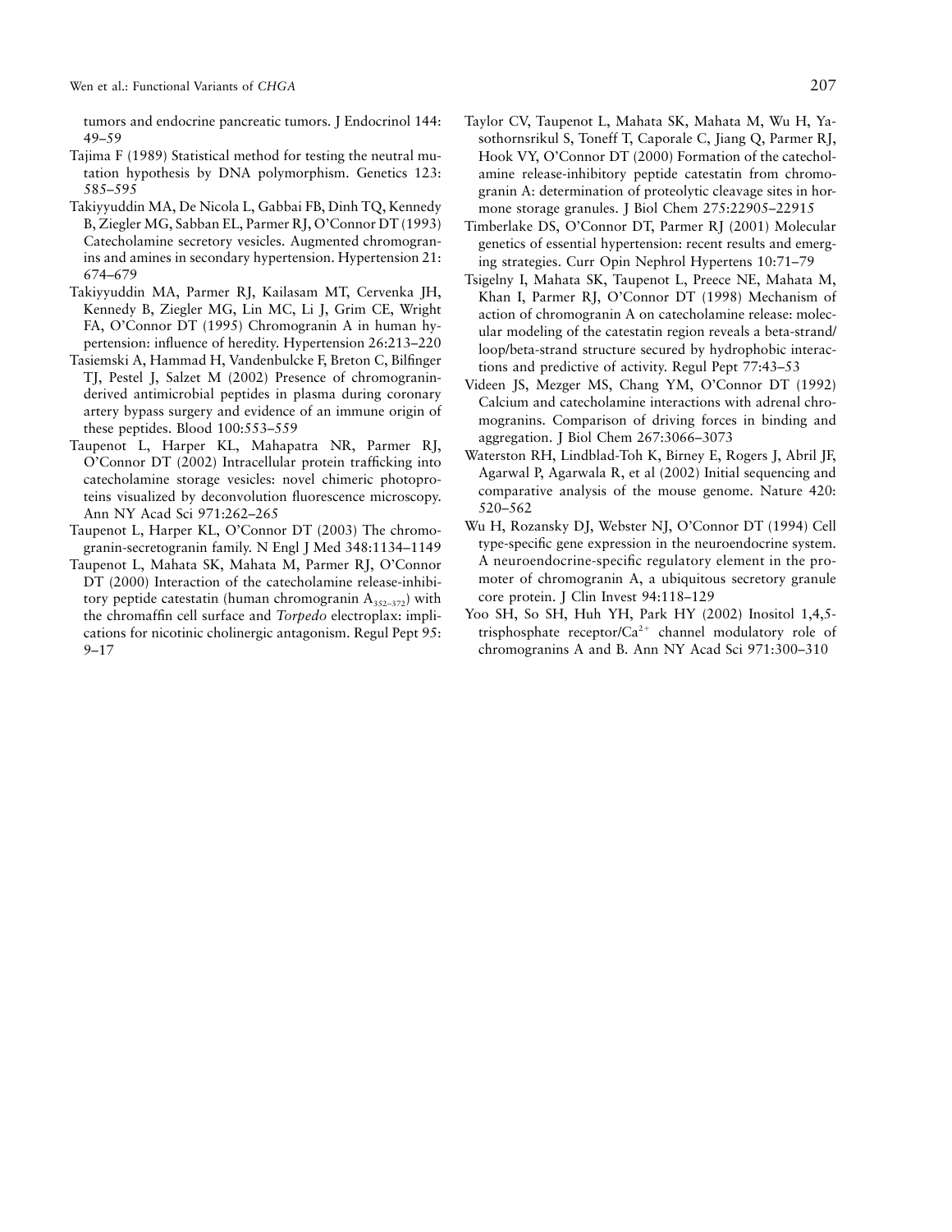tumors and endocrine pancreatic tumors. J Endocrinol 144: 49–59

Tajima F (1989) Statistical method for testing the neutral mutation hypothesis by DNA polymorphism. Genetics 123: 585–595

Takiyyuddin MA, De Nicola L, Gabbai FB, Dinh TQ, Kennedy B, Ziegler MG, Sabban EL, Parmer RJ, O'Connor DT (1993) Catecholamine secretory vesicles. Augmented chromogranins and amines in secondary hypertension. Hypertension 21: 674–679

Takiyyuddin MA, Parmer RJ, Kailasam MT, Cervenka JH, Kennedy B, Ziegler MG, Lin MC, Li J, Grim CE, Wright FA, O'Connor DT (1995) Chromogranin A in human hypertension: influence of heredity. Hypertension 26:213–220

Tasiemski A, Hammad H, Vandenbulcke F, Breton C, Bilfinger TJ, Pestel J, Salzet M (2002) Presence of chromogranin-derived antimicrobial peptides in plasma during coronary artery bypass surgery and evidence of an immune origin of these peptides. Blood 100:553–559

Taupenot L, Harper KL, Mahapatra NR, Parmer RJ, O'Connor DT (2002) Intracellular protein trafficking into catecholamine storage vesicles: novel chimeric photoproteins visualized by deconvolution fluorescence microscopy. Ann NY Acad Sci 971:262–265

Taupenot L, Harper KL, O'Connor DT (2003) The chromogranin-secretogranin family. N Engl J Med 348:1134–1149

Taupenot L, Mahata SK, Mahata M, Parmer RJ, O'Connor DT (2000) Interaction of the catecholamine release-inhibitory peptide catestatin (human chromogranin $A_{352-372}$) with the chromaffin cell surface and *Torpedo* electroplax: implications for nicotinic cholinergic antagonism. Regul Pept 95: 9–17

Taylor CV, Taupenot L, Mahata SK, Mahata M, Wu H, Yasothornsrikul S, Toneff T, Caporale C, Jiang Q, Parmer RJ, Hook VY, O'Connor DT (2000) Formation of the catecholamine release-inhibitory peptide catestatin from chromogranin A: determination of proteolytic cleavage sites in hormone storage granules. J Biol Chem 275:22905–22915

Timberlake DS, O'Connor DT, Parmer RJ (2001) Molecular genetics of essential hypertension: recent results and emerging strategies. Curr Opin Nephrol Hypertens 10:71–79

Tsigelny I, Mahata SK, Taupenot L, Preece NE, Mahata M, Khan I, Parmer RJ, O'Connor DT (1998) Mechanism of action of chromogranin A on catecholamine release: molecular modeling of the catestatin region reveals a beta-strand/loop/beta-strand structure secured by hydrophobic interactions and predictive of activity. Regul Pept 77:43–53

Videen JS, Mezger MS, Chang YM, O'Connor DT (1992) Calcium and catecholamine interactions with adrenal chromogranins. Comparison of driving forces in binding and aggregation. J Biol Chem 267:3066–3073

Waterston RH, Lindblad-Toh K, Birney E, Rogers J, Abril JF, Agarwal P, Agarwala R, et al (2002) Initial sequencing and comparative analysis of the mouse genome. Nature 420: 520–562

Wu H, Rozansky DJ, Webster NJ, O'Connor DT (1994) Cell type-specific gene expression in the neuroendocrine system. A neuroendocrine-specific regulatory element in the promoter of chromogranin A, a ubiquitous secretory granule core protein. J Clin Invest 94:118–129

Yoo SH, So SH, Huh YH, Park HY (2002) Inositol 1,4,5-trisphosphate receptor/$Ca^{2+}$ channel modulatory role of chromogranins A and B. Ann NY Acad Sci 971:300–310